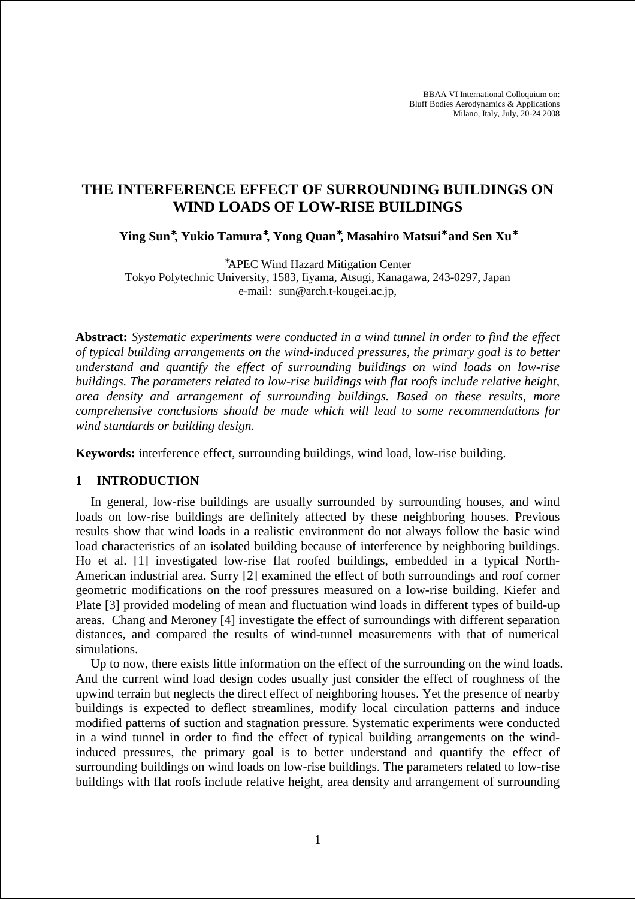BBAA VI International Colloquium on:
Bluff Bodies Aerodynamics & Applications
Milano, Italy, July, 20-24 2008

# THE INTERFERENCE EFFECT OF SURROUNDING BUILDINGS ON WIND LOADS OF LOW-RISE BUILDINGS

**Ying Sun*, Yukio Tamura*, Yong Quan*, Masahiro Matsui* and Sen Xu***

*APEC Wind Hazard Mitigation Center
Tokyo Polytechnic University, 1583, Iiyama, Atsugi, Kanagawa, 243-0297, Japan
e-mail: sun@arch.t-kougei.ac.jp,

**Abstract:** *Systematic experiments were conducted in a wind tunnel in order to find the effect of typical building arrangements on the wind-induced pressures, the primary goal is to better understand and quantify the effect of surrounding buildings on wind loads on low-rise buildings. The parameters related to low-rise buildings with flat roofs include relative height, area density and arrangement of surrounding buildings. Based on these results, more comprehensive conclusions should be made which will lead to some recommendations for wind standards or building design.*

**Keywords:** interference effect, surrounding buildings, wind load, low-rise building.

## 1 INTRODUCTION

In general, low-rise buildings are usually surrounded by surrounding houses, and wind loads on low-rise buildings are definitely affected by these neighboring houses. Previous results show that wind loads in a realistic environment do not always follow the basic wind load characteristics of an isolated building because of interference by neighboring buildings. Ho et al. [1] investigated low-rise flat roofed buildings, embedded in a typical North-American industrial area. Surry [2] examined the effect of both surroundings and roof corner geometric modifications on the roof pressures measured on a low-rise building. Kiefer and Plate [3] provided modeling of mean and fluctuation wind loads in different types of build-up areas. Chang and Meroney [4] investigate the effect of surroundings with different separation distances, and compared the results of wind-tunnel measurements with that of numerical simulations.

Up to now, there exists little information on the effect of the surrounding on the wind loads. And the current wind load design codes usually just consider the effect of roughness of the upwind terrain but neglects the direct effect of neighboring houses. Yet the presence of nearby buildings is expected to deflect streamlines, modify local circulation patterns and induce modified patterns of suction and stagnation pressure. Systematic experiments were conducted in a wind tunnel in order to find the effect of typical building arrangements on the wind-induced pressures, the primary goal is to better understand and quantify the effect of surrounding buildings on wind loads on low-rise buildings. The parameters related to low-rise buildings with flat roofs include relative height, area density and arrangement of surrounding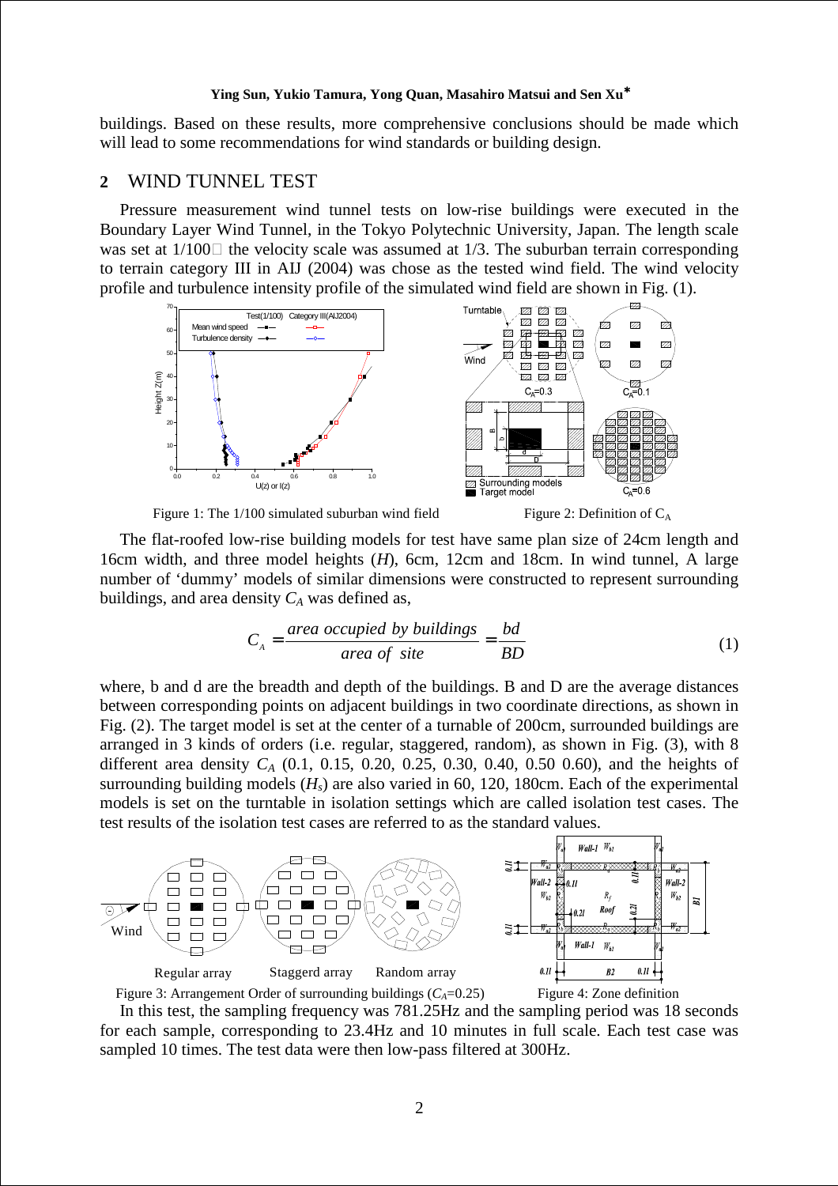buildings. Based on these results, more comprehensive conclusions should be made which will lead to some recommendations for wind standards or building design.

## 2 WIND TUNNEL TEST

Pressure measurement wind tunnel tests on low-rise buildings were executed in the Boundary Layer Wind Tunnel, in the Tokyo Polytechnic University, Japan. The length scale was set at 1/100 the velocity scale was assumed at 1/3. The suburban terrain corresponding to terrain category III in AIJ (2004) was chose as the tested wind field. The wind velocity profile and turbulence intensity profile of the simulated wind field are shown in Fig. (1).

Figure 1: The 1/100 simulated suburban wind field

Figure 2: Definition of $C_A$

The flat-roofed low-rise building models for test have same plan size of 24cm length and 16cm width, and three model heights ($H$), 6cm, 12cm and 18cm. In wind tunnel, A large number of 'dummy' models of similar dimensions were constructed to represent surrounding buildings, and area density $C_A$ was defined as,

$$C_A = \frac{area\ occupied\ by\ buildings}{area\ of\ site} = \frac{bd}{BD} \tag{1}$$

where, b and d are the breadth and depth of the buildings. B and D are the average distances between corresponding points on adjacent buildings in two coordinate directions, as shown in Fig. (2). The target model is set at the center of a turnable of 200cm, surrounded buildings are arranged in 3 kinds of orders (i.e. regular, staggered, random), as shown in Fig. (3), with 8 different area density $C_A$ (0.1, 0.15, 0.20, 0.25, 0.30, 0.40, 0.50 0.60), and the heights of surrounding building models ($H_s$) are also varied in 60, 120, 180cm. Each of the experimental models is set on the turntable in isolation settings which are called isolation test cases. The test results of the isolation test cases are referred to as the standard values.

Figure 3: Arrangement Order of surrounding buildings ($C_A$=0.25)

Figure 4: Zone definition

In this test, the sampling frequency was 781.25Hz and the sampling period was 18 seconds for each sample, corresponding to 23.4Hz and 10 minutes in full scale. Each test case was sampled 10 times. The test data were then low-pass filtered at 300Hz.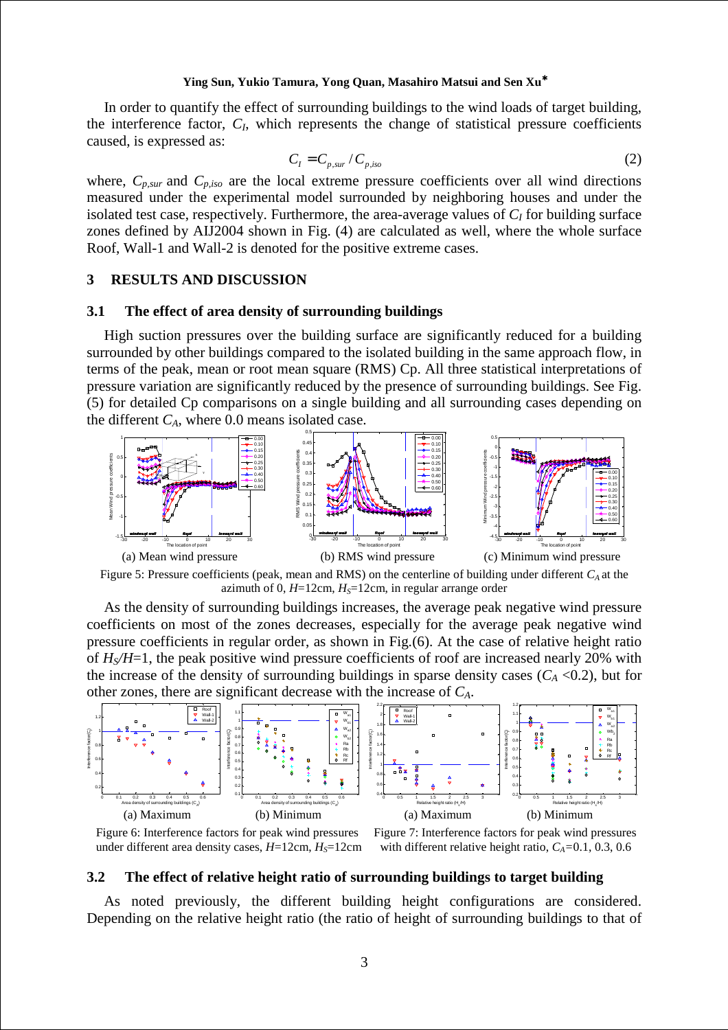In order to quantify the effect of surrounding buildings to the wind loads of target building, the interference factor, $C_I$, which represents the change of statistical pressure coefficients caused, is expressed as:

$$C_I = C_{p,sur} / C_{p,iso} \tag{2}$$

where, $C_{p,sur}$ and $C_{p,iso}$ are the local extreme pressure coefficients over all wind directions measured under the experimental model surrounded by neighboring houses and under the isolated test case, respectively. Furthermore, the area-average values of $C_I$ for building surface zones defined by AIJ2004 shown in Fig. (4) are calculated as well, where the whole surface Roof, Wall-1 and Wall-2 is denoted for the positive extreme cases.

## 3 RESULTS AND DISCUSSION

### 3.1 The effect of area density of surrounding buildings

High suction pressures over the building surface are significantly reduced for a building surrounded by other buildings compared to the isolated building in the same approach flow, in terms of the peak, mean or root mean square (RMS) Cp. All three statistical interpretations of pressure variation are significantly reduced by the presence of surrounding buildings. See Fig. (5) for detailed Cp comparisons on a single building and all surrounding cases depending on the different $C_A$, where 0.0 means isolated case.

(a) Mean wind pressure (b) RMS wind pressure (c) Minimum wind pressure

Figure 5: Pressure coefficients (peak, mean and RMS) on the centerline of building under different $C_A$ at the azimuth of 0, $H$=12cm, $H_S$=12cm, in regular arrange order

As the density of surrounding buildings increases, the average peak negative wind pressure coefficients on most of the zones decreases, especially for the average peak negative wind pressure coefficients in regular order, as shown in Fig.(6). At the case of relative height ratio of $H_S/H$=1, the peak positive wind pressure coefficients of roof are increased nearly 20% with the increase of the density of surrounding buildings in sparse density cases ($C_A$ <0.2), but for other zones, there are significant decrease with the increase of $C_A$.

(a) Maximum (b) Minimum

Figure 6: Interference factors for peak wind pressures under different area density cases, $H$=12cm, $H_S$=12cm

(a) Maximum (b) Minimum

Figure 7: Interference factors for peak wind pressures with different relative height ratio, $C_A$=0.1, 0.3, 0.6

### 3.2 The effect of relative height ratio of surrounding buildings to target building

As noted previously, the different building height configurations are considered. Depending on the relative height ratio (the ratio of height of surrounding buildings to that of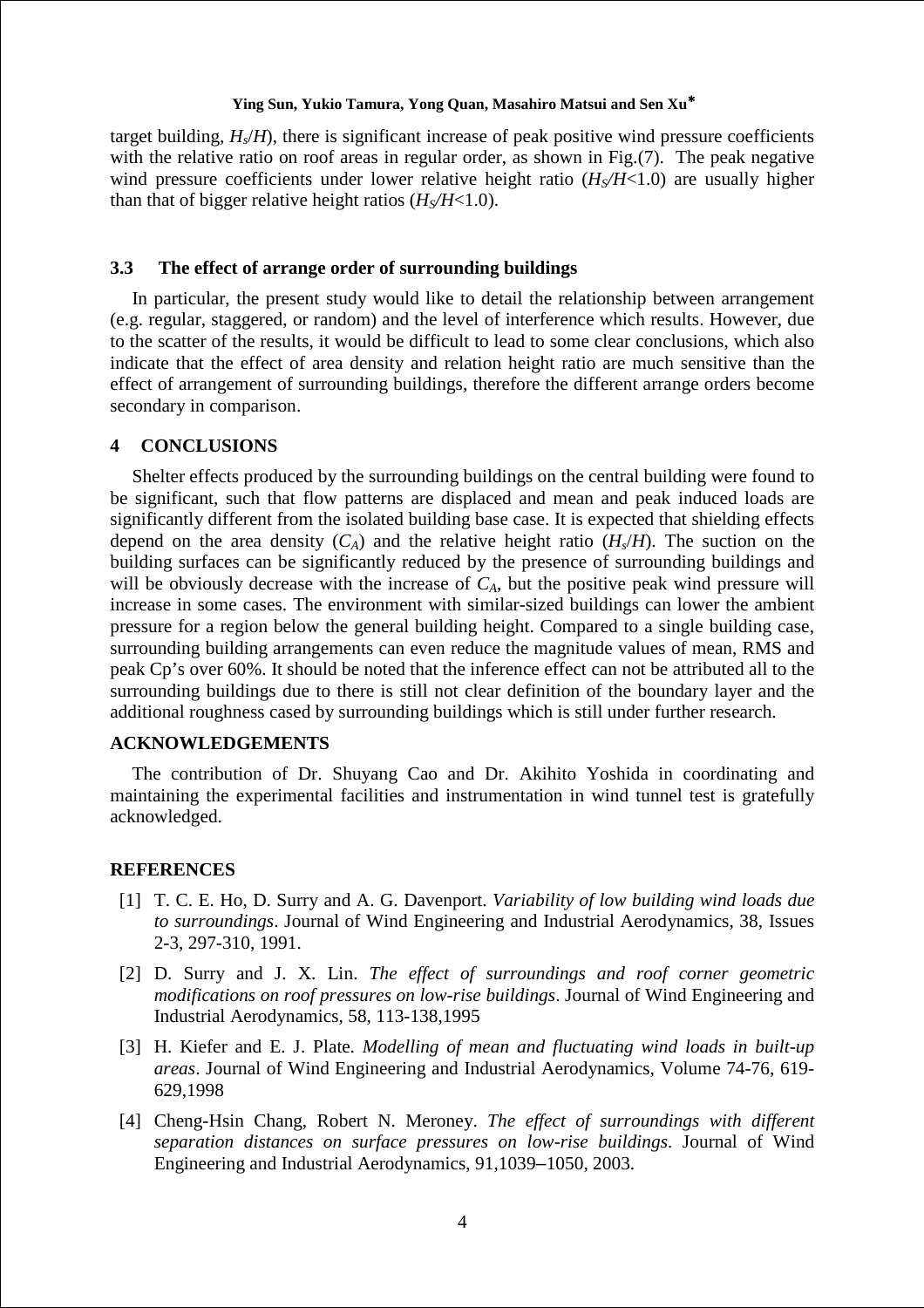target building, $H_s/H$), there is significant increase of peak positive wind pressure coefficients with the relative ratio on roof areas in regular order, as shown in Fig.(7). The peak negative wind pressure coefficients under lower relative height ratio ($H_S/H$<1.0) are usually higher than that of bigger relative height ratios ($H_S/H$<1.0).

### 3.3 The effect of arrange order of surrounding buildings

In particular, the present study would like to detail the relationship between arrangement (e.g. regular, staggered, or random) and the level of interference which results. However, due to the scatter of the results, it would be difficult to lead to some clear conclusions, which also indicate that the effect of area density and relation height ratio are much sensitive than the effect of arrangement of surrounding buildings, therefore the different arrange orders become secondary in comparison.

## 4 CONCLUSIONS

Shelter effects produced by the surrounding buildings on the central building were found to be significant, such that flow patterns are displaced and mean and peak induced loads are significantly different from the isolated building base case. It is expected that shielding effects depend on the area density ($C_A$) and the relative height ratio ($H_s/H$). The suction on the building surfaces can be significantly reduced by the presence of surrounding buildings and will be obviously decrease with the increase of $C_A$, but the positive peak wind pressure will increase in some cases. The environment with similar-sized buildings can lower the ambient pressure for a region below the general building height. Compared to a single building case, surrounding building arrangements can even reduce the magnitude values of mean, RMS and peak Cp's over 60%. It should be noted that the inference effect can not be attributed all to the surrounding buildings due to there is still not clear definition of the boundary layer and the additional roughness cased by surrounding buildings which is still under further research.

## ACKNOWLEDGEMENTS

The contribution of Dr. Shuyang Cao and Dr. Akihito Yoshida in coordinating and maintaining the experimental facilities and instrumentation in wind tunnel test is gratefully acknowledged.

## REFERENCES

[1] T. C. E. Ho, D. Surry and A. G. Davenport. *Variability of low building wind loads due to surroundings*. Journal of Wind Engineering and Industrial Aerodynamics, 38, Issues 2-3, 297-310, 1991.

[2] D. Surry and J. X. Lin. *The effect of surroundings and roof corner geometric modifications on roof pressures on low-rise buildings*. Journal of Wind Engineering and Industrial Aerodynamics, 58, 113-138,1995

[3] H. Kiefer and E. J. Plate. *Modelling of mean and fluctuating wind loads in built-up areas*. Journal of Wind Engineering and Industrial Aerodynamics, Volume 74-76, 619-629,1998

[4] Cheng-Hsin Chang, Robert N. Meroney. *The effect of surroundings with different separation distances on surface pressures on low-rise buildings*. Journal of Wind Engineering and Industrial Aerodynamics, 91,1039–1050, 2003.